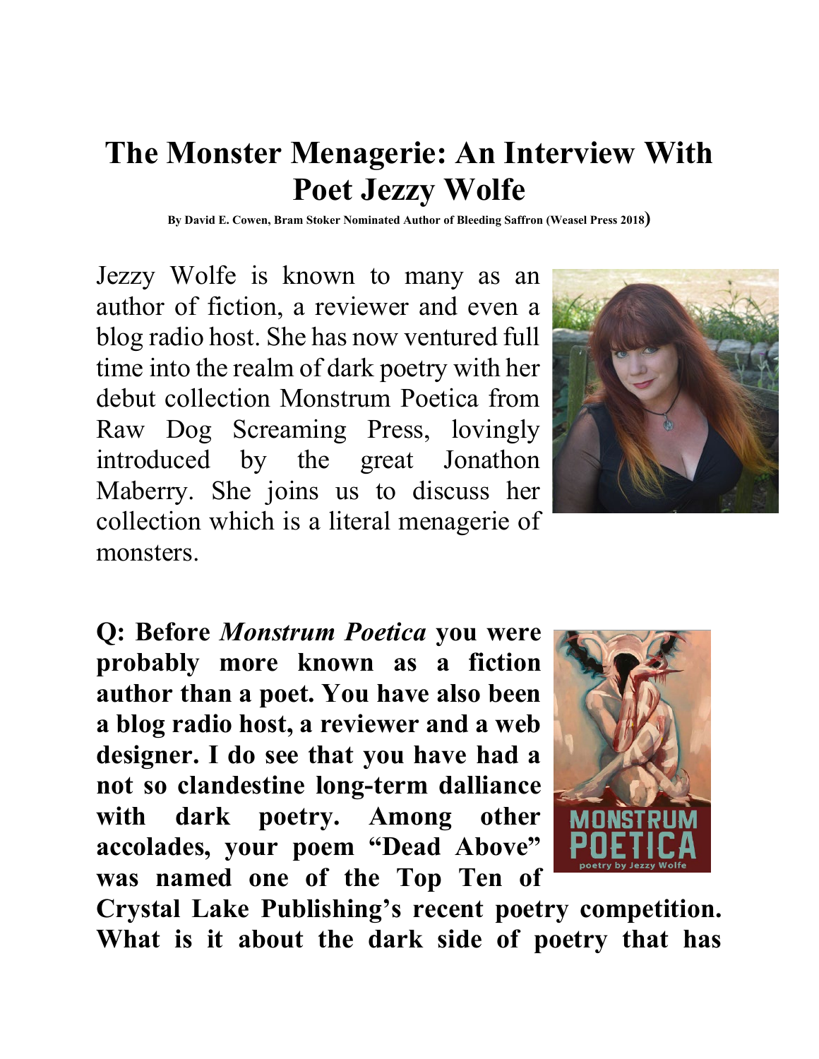# The Monster Menagerie: An Interview With Poet Jezzy Wolfe

**By David E. Cowen, Bram Stoker Nominated Author of Bleeding Saffron (Weasel Press 2018)**

Jezzy Wolfe is known to many as an author of fiction, a reviewer and even a blog radio host. She has now ventured full time into the realm of dark poetry with her debut collection Monstrum Poetica from Raw Dog Screaming Press, lovingly introduced by the great Jonathon Maberry. She joins us to discuss her collection which is a literal menagerie of monsters.

**Q: Before *Monstrum Poetica* you were probably more known as a fiction author than a poet. You have also been a blog radio host, a reviewer and a web designer. I do see that you have had a not so clandestine long-term dalliance with dark poetry. Among other accolades, your poem "Dead Above" was named one of the Top Ten of Crystal Lake Publishing's recent poetry competition. What is it about the dark side of poetry that has**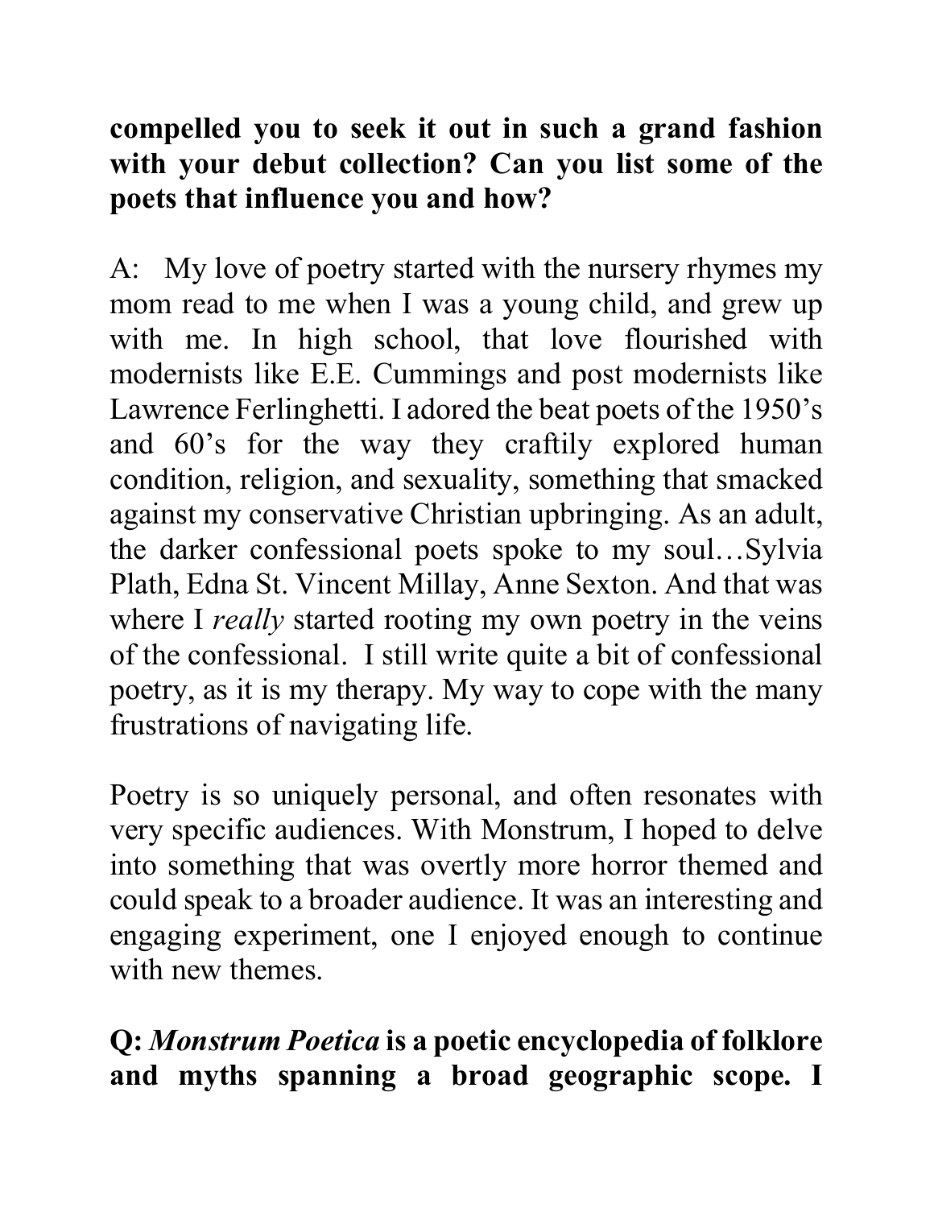**compelled you to seek it out in such a grand fashion with your debut collection? Can you list some of the poets that influence you and how?**

A: My love of poetry started with the nursery rhymes my mom read to me when I was a young child, and grew up with me. In high school, that love flourished with modernists like E.E. Cummings and post modernists like Lawrence Ferlinghetti. I adored the beat poets of the 1950's and 60's for the way they craftily explored human condition, religion, and sexuality, something that smacked against my conservative Christian upbringing. As an adult, the darker confessional poets spoke to my soul…Sylvia Plath, Edna St. Vincent Millay, Anne Sexton. And that was where I *really* started rooting my own poetry in the veins of the confessional. I still write quite a bit of confessional poetry, as it is my therapy. My way to cope with the many frustrations of navigating life.

Poetry is so uniquely personal, and often resonates with very specific audiences. With Monstrum, I hoped to delve into something that was overtly more horror themed and could speak to a broader audience. It was an interesting and engaging experiment, one I enjoyed enough to continue with new themes.

**Q:** ***Monstrum Poetica*** **is a poetic encyclopedia of folklore and myths spanning a broad geographic scope. I**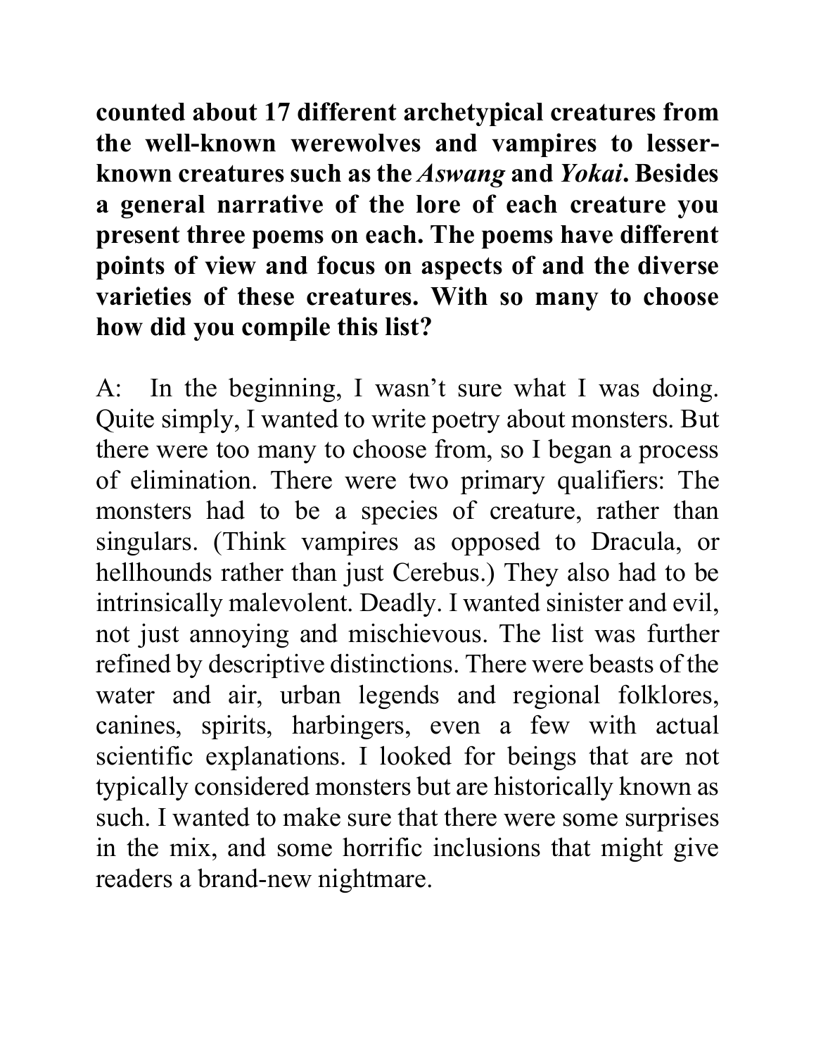**counted about 17 different archetypical creatures from the well-known werewolves and vampires to lesser-known creatures such as the *Aswang* and *Yokai*. Besides a general narrative of the lore of each creature you present three poems on each. The poems have different points of view and focus on aspects of and the diverse varieties of these creatures. With so many to choose how did you compile this list?**

A: In the beginning, I wasn't sure what I was doing. Quite simply, I wanted to write poetry about monsters. But there were too many to choose from, so I began a process of elimination. There were two primary qualifiers: The monsters had to be a species of creature, rather than singulars. (Think vampires as opposed to Dracula, or hellhounds rather than just Cerebus.) They also had to be intrinsically malevolent. Deadly. I wanted sinister and evil, not just annoying and mischievous. The list was further refined by descriptive distinctions. There were beasts of the water and air, urban legends and regional folklores, canines, spirits, harbingers, even a few with actual scientific explanations. I looked for beings that are not typically considered monsters but are historically known as such. I wanted to make sure that there were some surprises in the mix, and some horrific inclusions that might give readers a brand-new nightmare.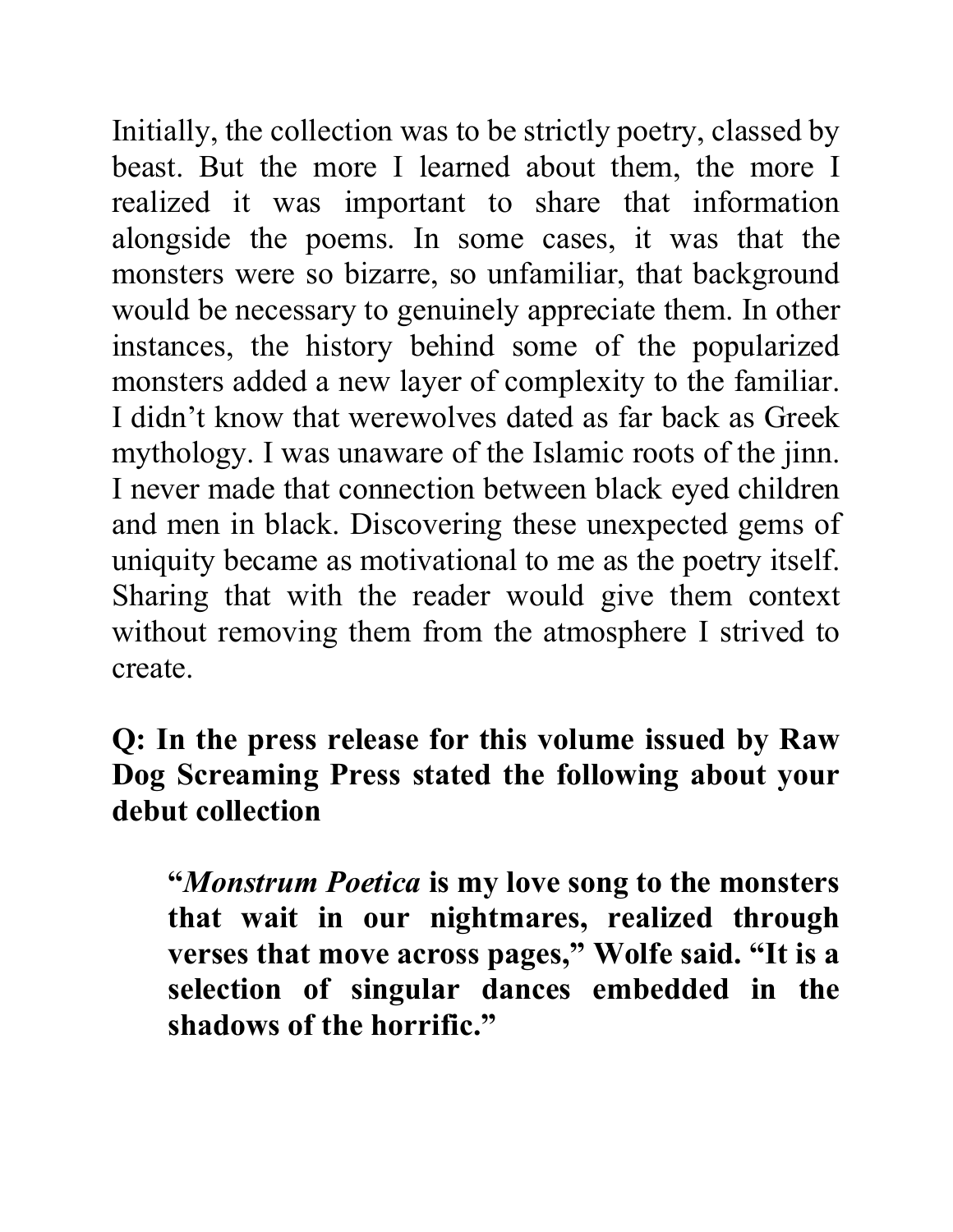Initially, the collection was to be strictly poetry, classed by beast. But the more I learned about them, the more I realized it was important to share that information alongside the poems. In some cases, it was that the monsters were so bizarre, so unfamiliar, that background would be necessary to genuinely appreciate them. In other instances, the history behind some of the popularized monsters added a new layer of complexity to the familiar. I didn't know that werewolves dated as far back as Greek mythology. I was unaware of the Islamic roots of the jinn. I never made that connection between black eyed children and men in black. Discovering these unexpected gems of uniquity became as motivational to me as the poetry itself. Sharing that with the reader would give them context without removing them from the atmosphere I strived to create.

**Q: In the press release for this volume issued by Raw Dog Screaming Press stated the following about your debut collection**

> **"*Monstrum Poetica* is my love song to the monsters that wait in our nightmares, realized through verses that move across pages," Wolfe said. "It is a selection of singular dances embedded in the shadows of the horrific."**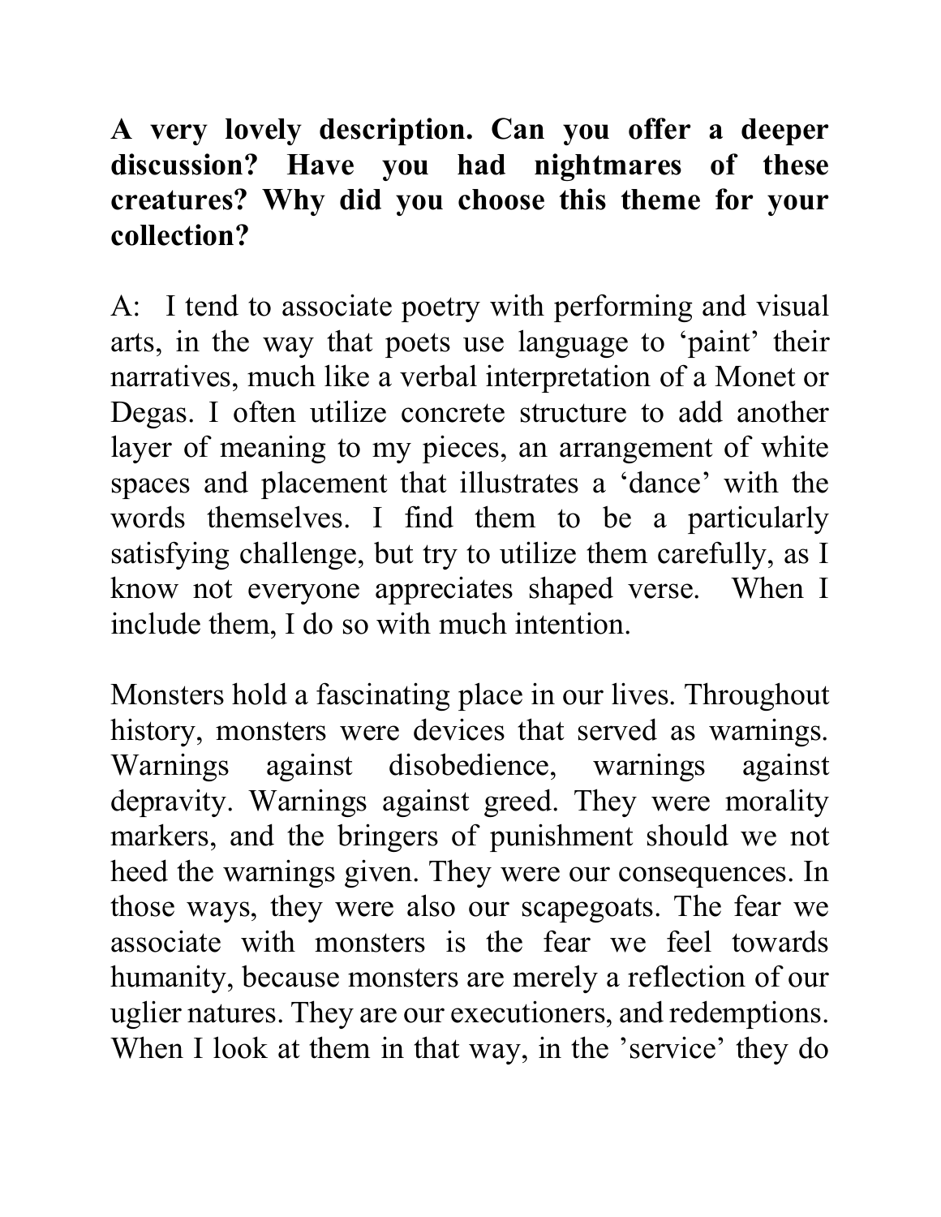**A very lovely description. Can you offer a deeper discussion? Have you had nightmares of these creatures? Why did you choose this theme for your collection?**

A: I tend to associate poetry with performing and visual arts, in the way that poets use language to 'paint' their narratives, much like a verbal interpretation of a Monet or Degas. I often utilize concrete structure to add another layer of meaning to my pieces, an arrangement of white spaces and placement that illustrates a 'dance' with the words themselves. I find them to be a particularly satisfying challenge, but try to utilize them carefully, as I know not everyone appreciates shaped verse. When I include them, I do so with much intention.

Monsters hold a fascinating place in our lives. Throughout history, monsters were devices that served as warnings. Warnings against disobedience, warnings against depravity. Warnings against greed. They were morality markers, and the bringers of punishment should we not heed the warnings given. They were our consequences. In those ways, they were also our scapegoats. The fear we associate with monsters is the fear we feel towards humanity, because monsters are merely a reflection of our uglier natures. They are our executioners, and redemptions. When I look at them in that way, in the 'service' they do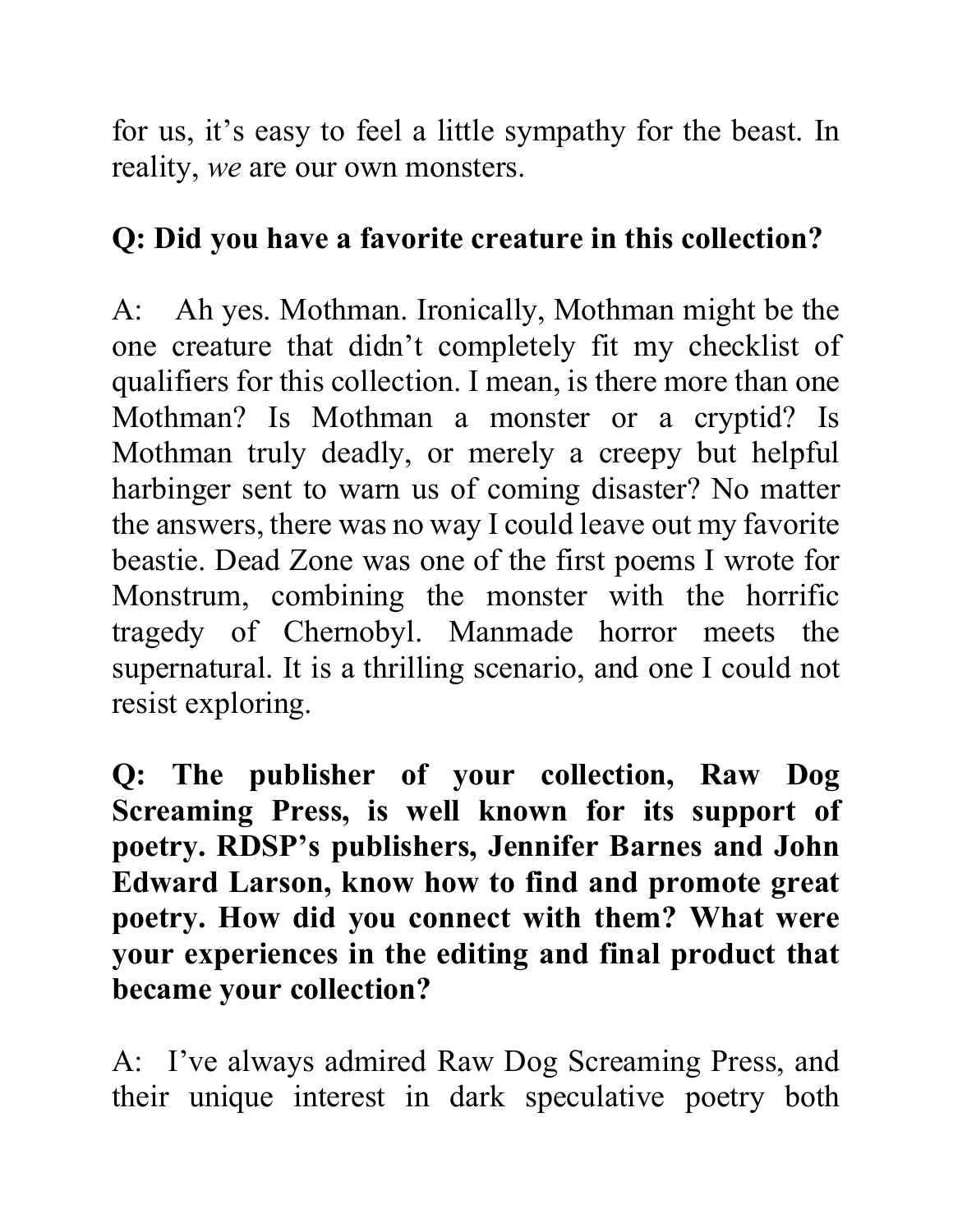for us, it's easy to feel a little sympathy for the beast. In reality, *we* are our own monsters.

**Q: Did you have a favorite creature in this collection?**

A: Ah yes. Mothman. Ironically, Mothman might be the one creature that didn't completely fit my checklist of qualifiers for this collection. I mean, is there more than one Mothman? Is Mothman a monster or a cryptid? Is Mothman truly deadly, or merely a creepy but helpful harbinger sent to warn us of coming disaster? No matter the answers, there was no way I could leave out my favorite beastie. Dead Zone was one of the first poems I wrote for Monstrum, combining the monster with the horrific tragedy of Chernobyl. Manmade horror meets the supernatural. It is a thrilling scenario, and one I could not resist exploring.

**Q: The publisher of your collection, Raw Dog Screaming Press, is well known for its support of poetry. RDSP's publishers, Jennifer Barnes and John Edward Larson, know how to find and promote great poetry. How did you connect with them? What were your experiences in the editing and final product that became your collection?**

A: I've always admired Raw Dog Screaming Press, and their unique interest in dark speculative poetry both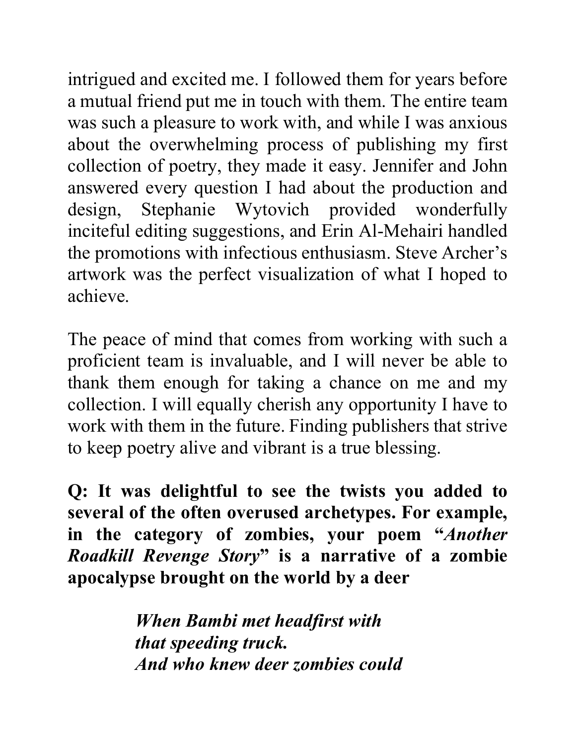intrigued and excited me. I followed them for years before a mutual friend put me in touch with them. The entire team was such a pleasure to work with, and while I was anxious about the overwhelming process of publishing my first collection of poetry, they made it easy. Jennifer and John answered every question I had about the production and design, Stephanie Wytovich provided wonderfully inciteful editing suggestions, and Erin Al-Mehairi handled the promotions with infectious enthusiasm. Steve Archer's artwork was the perfect visualization of what I hoped to achieve.

The peace of mind that comes from working with such a proficient team is invaluable, and I will never be able to thank them enough for taking a chance on me and my collection. I will equally cherish any opportunity I have to work with them in the future. Finding publishers that strive to keep poetry alive and vibrant is a true blessing.

**Q: It was delightful to see the twists you added to several of the often overused archetypes. For example, in the category of zombies, your poem "*Another Roadkill Revenge Story*" is a narrative of a zombie apocalypse brought on the world by a deer**

> ***When Bambi met headfirst with***
> ***that speeding truck.***
> ***And who knew deer zombies could***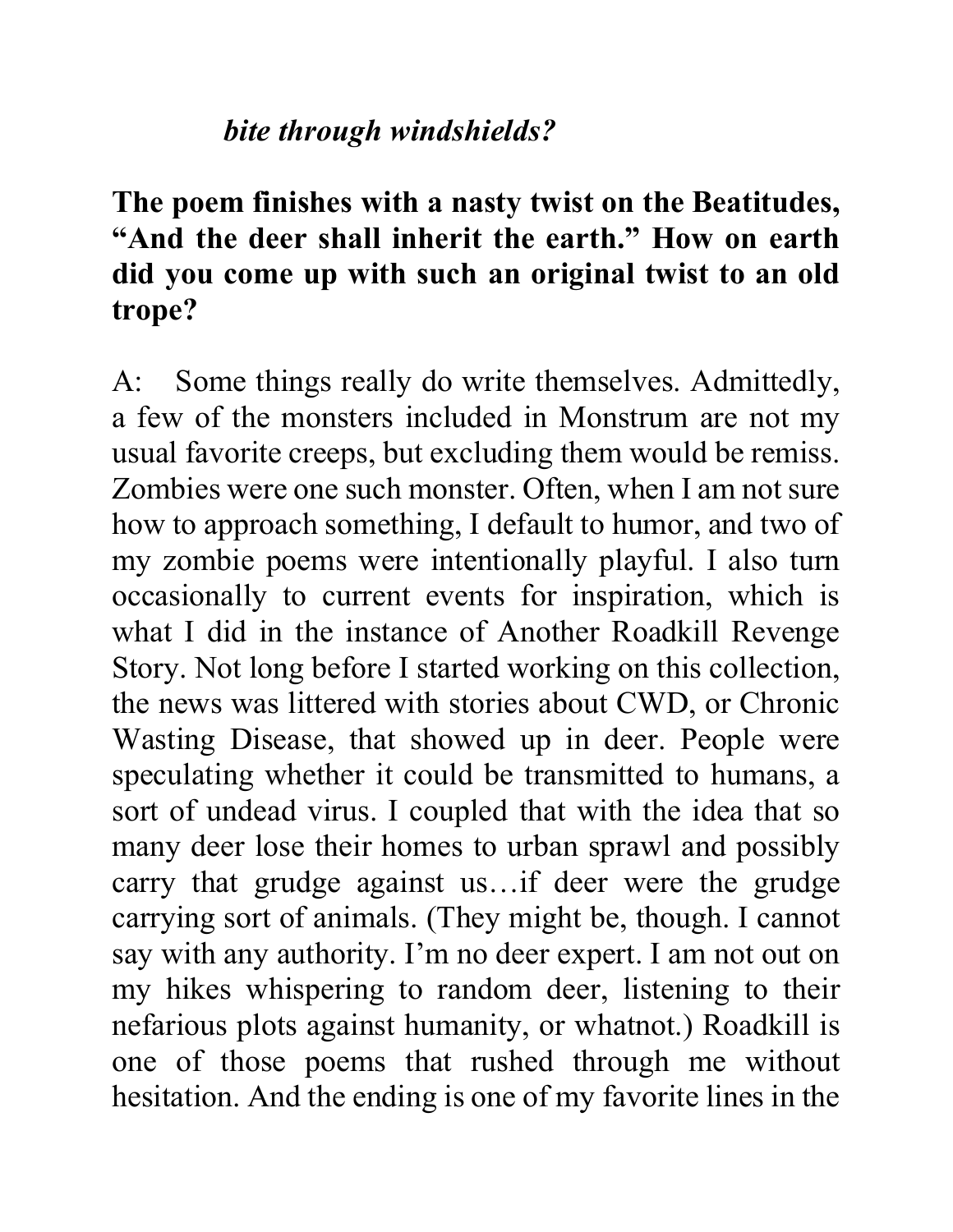*bite through windshields?*

**The poem finishes with a nasty twist on the Beatitudes, "And the deer shall inherit the earth." How on earth did you come up with such an original twist to an old trope?**

A: Some things really do write themselves. Admittedly, a few of the monsters included in Monstrum are not my usual favorite creeps, but excluding them would be remiss. Zombies were one such monster. Often, when I am not sure how to approach something, I default to humor, and two of my zombie poems were intentionally playful. I also turn occasionally to current events for inspiration, which is what I did in the instance of Another Roadkill Revenge Story. Not long before I started working on this collection, the news was littered with stories about CWD, or Chronic Wasting Disease, that showed up in deer. People were speculating whether it could be transmitted to humans, a sort of undead virus. I coupled that with the idea that so many deer lose their homes to urban sprawl and possibly carry that grudge against us…if deer were the grudge carrying sort of animals. (They might be, though. I cannot say with any authority. I'm no deer expert. I am not out on my hikes whispering to random deer, listening to their nefarious plots against humanity, or whatnot.) Roadkill is one of those poems that rushed through me without hesitation. And the ending is one of my favorite lines in the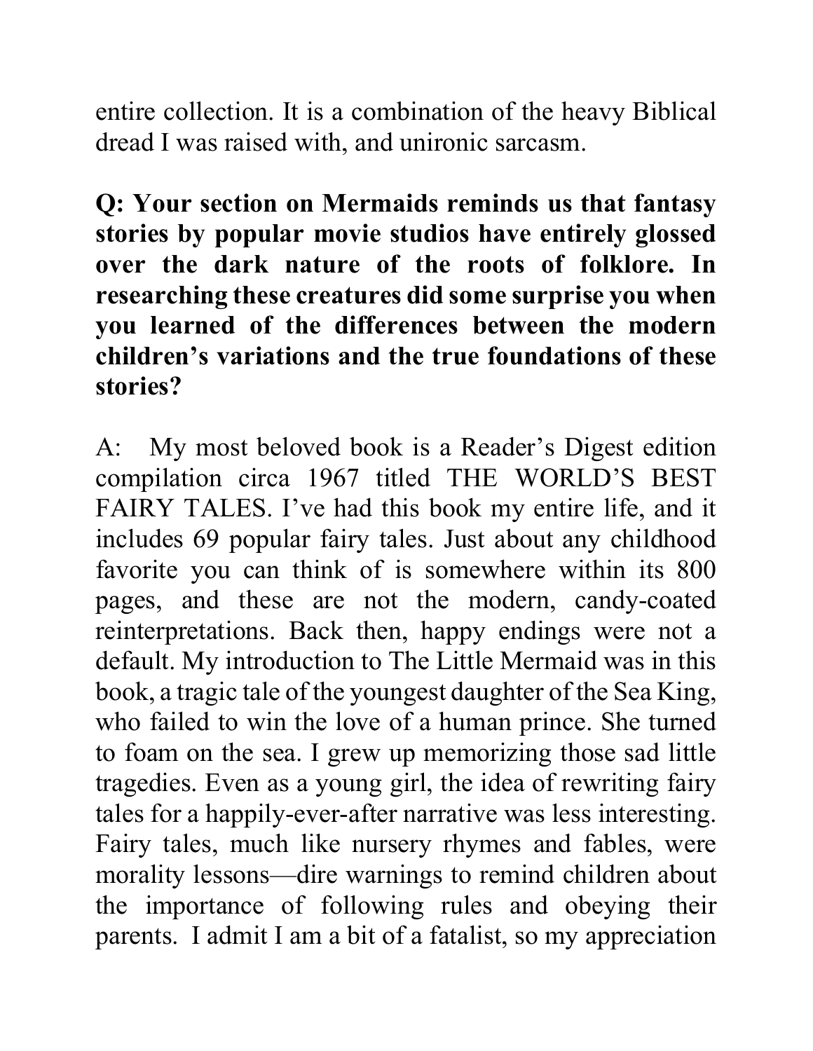entire collection. It is a combination of the heavy Biblical dread I was raised with, and unironic sarcasm.

**Q: Your section on Mermaids reminds us that fantasy stories by popular movie studios have entirely glossed over the dark nature of the roots of folklore. In researching these creatures did some surprise you when you learned of the differences between the modern children's variations and the true foundations of these stories?**

A: My most beloved book is a Reader's Digest edition compilation circa 1967 titled THE WORLD'S BEST FAIRY TALES. I've had this book my entire life, and it includes 69 popular fairy tales. Just about any childhood favorite you can think of is somewhere within its 800 pages, and these are not the modern, candy-coated reinterpretations. Back then, happy endings were not a default. My introduction to The Little Mermaid was in this book, a tragic tale of the youngest daughter of the Sea King, who failed to win the love of a human prince. She turned to foam on the sea. I grew up memorizing those sad little tragedies. Even as a young girl, the idea of rewriting fairy tales for a happily-ever-after narrative was less interesting. Fairy tales, much like nursery rhymes and fables, were morality lessons—dire warnings to remind children about the importance of following rules and obeying their parents. I admit I am a bit of a fatalist, so my appreciation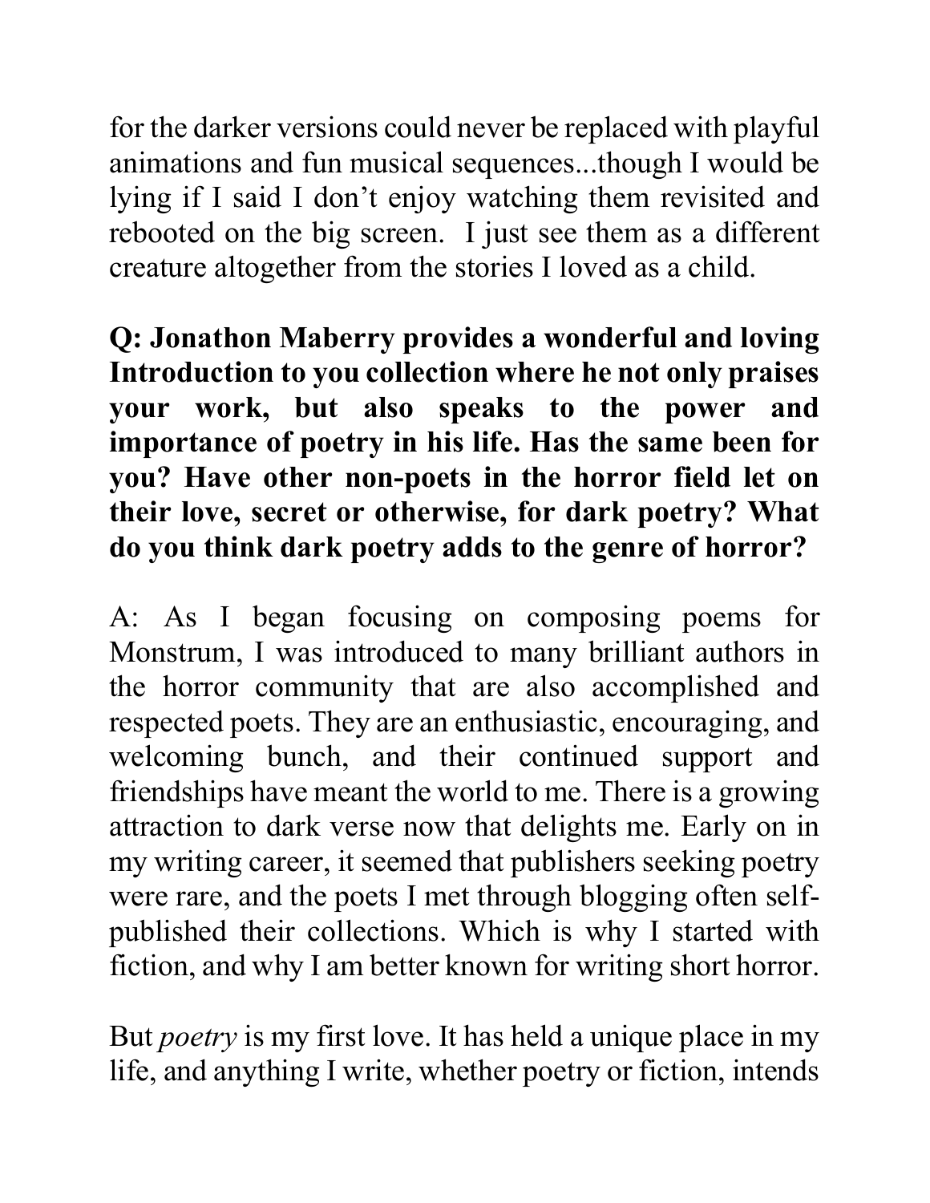for the darker versions could never be replaced with playful animations and fun musical sequences...though I would be lying if I said I don't enjoy watching them revisited and rebooted on the big screen.  I just see them as a different creature altogether from the stories I loved as a child.

**Q: Jonathon Maberry provides a wonderful and loving Introduction to you collection where he not only praises your work, but also speaks to the power and importance of poetry in his life. Has the same been for you? Have other non-poets in the horror field let on their love, secret or otherwise, for dark poetry? What do you think dark poetry adds to the genre of horror?**

A: As I began focusing on composing poems for Monstrum, I was introduced to many brilliant authors in the horror community that are also accomplished and respected poets. They are an enthusiastic, encouraging, and welcoming bunch, and their continued support and friendships have meant the world to me. There is a growing attraction to dark verse now that delights me. Early on in my writing career, it seemed that publishers seeking poetry were rare, and the poets I met through blogging often self-published their collections. Which is why I started with fiction, and why I am better known for writing short horror.

But *poetry* is my first love. It has held a unique place in my life, and anything I write, whether poetry or fiction, intends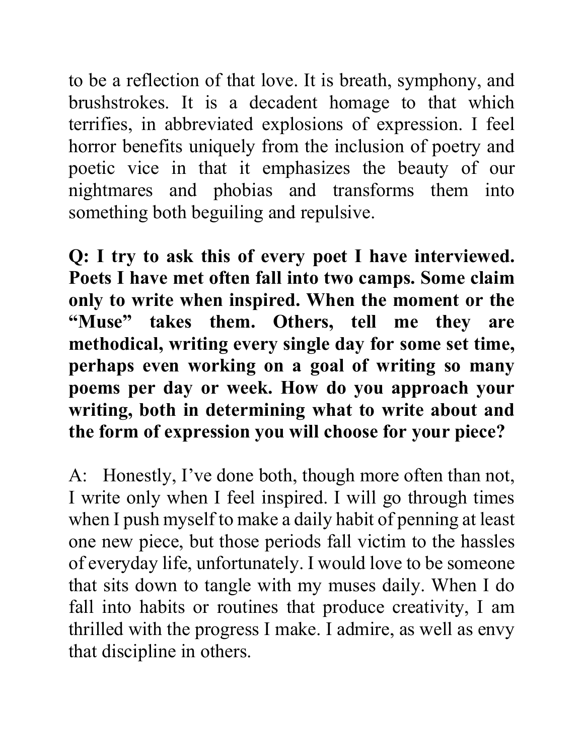to be a reflection of that love. It is breath, symphony, and brushstrokes. It is a decadent homage to that which terrifies, in abbreviated explosions of expression. I feel horror benefits uniquely from the inclusion of poetry and poetic vice in that it emphasizes the beauty of our nightmares and phobias and transforms them into something both beguiling and repulsive.

**Q: I try to ask this of every poet I have interviewed. Poets I have met often fall into two camps. Some claim only to write when inspired. When the moment or the "Muse" takes them. Others, tell me they are methodical, writing every single day for some set time, perhaps even working on a goal of writing so many poems per day or week. How do you approach your writing, both in determining what to write about and the form of expression you will choose for your piece?**

A: Honestly, I've done both, though more often than not, I write only when I feel inspired. I will go through times when I push myself to make a daily habit of penning at least one new piece, but those periods fall victim to the hassles of everyday life, unfortunately. I would love to be someone that sits down to tangle with my muses daily. When I do fall into habits or routines that produce creativity, I am thrilled with the progress I make. I admire, as well as envy that discipline in others.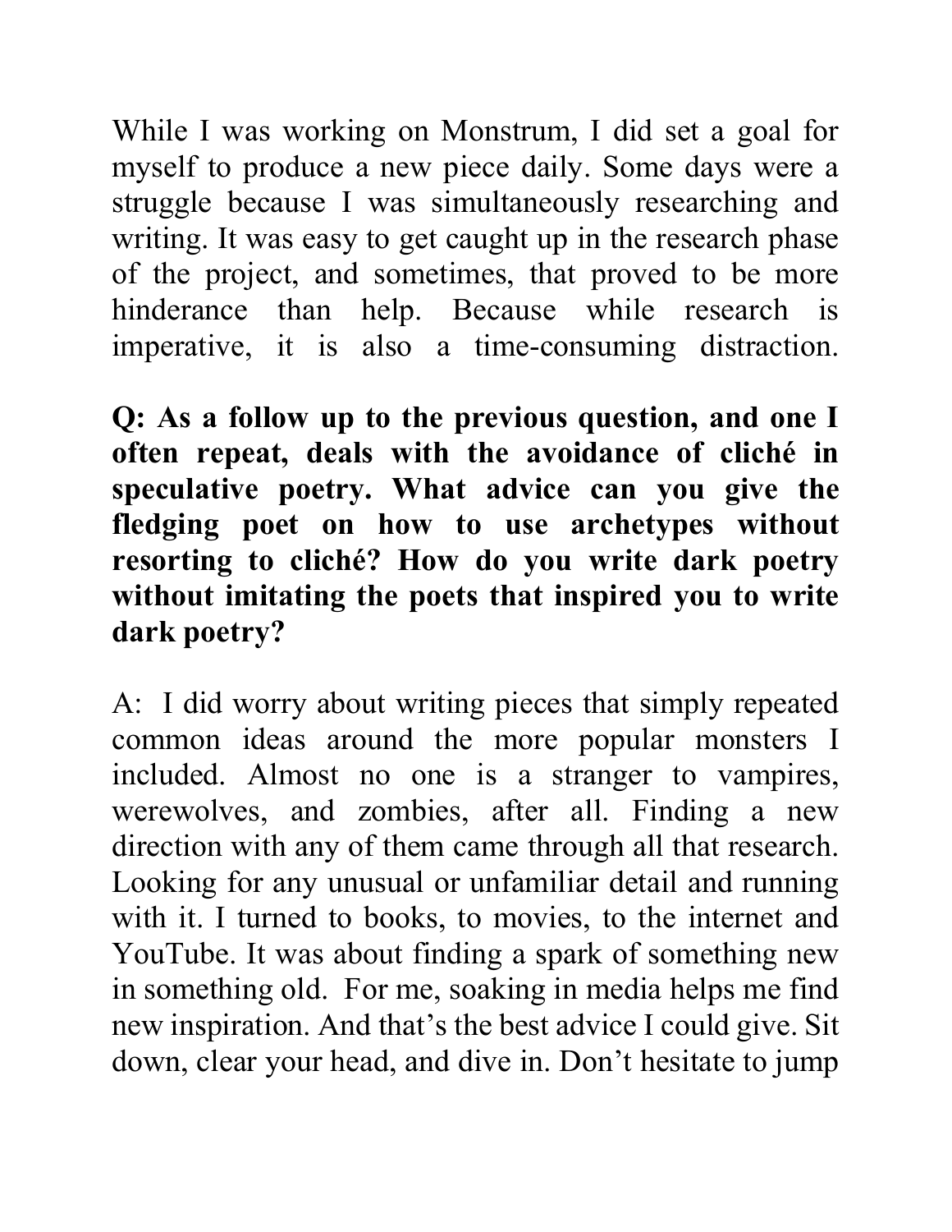While I was working on Monstrum, I did set a goal for myself to produce a new piece daily. Some days were a struggle because I was simultaneously researching and writing. It was easy to get caught up in the research phase of the project, and sometimes, that proved to be more hinderance than help. Because while research is imperative, it is also a time-consuming distraction.

**Q: As a follow up to the previous question, and one I often repeat, deals with the avoidance of cliché in speculative poetry. What advice can you give the fledging poet on how to use archetypes without resorting to cliché? How do you write dark poetry without imitating the poets that inspired you to write dark poetry?**

A: I did worry about writing pieces that simply repeated common ideas around the more popular monsters I included. Almost no one is a stranger to vampires, werewolves, and zombies, after all. Finding a new direction with any of them came through all that research. Looking for any unusual or unfamiliar detail and running with it. I turned to books, to movies, to the internet and YouTube. It was about finding a spark of something new in something old. For me, soaking in media helps me find new inspiration. And that's the best advice I could give. Sit down, clear your head, and dive in. Don't hesitate to jump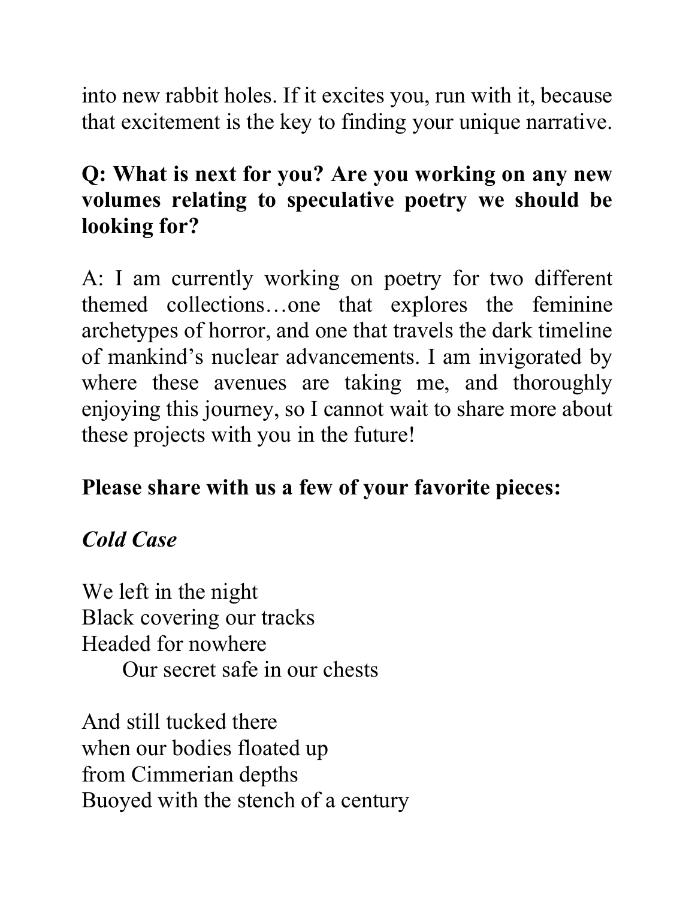into new rabbit holes. If it excites you, run with it, because that excitement is the key to finding your unique narrative.

**Q: What is next for you? Are you working on any new volumes relating to speculative poetry we should be looking for?**

A: I am currently working on poetry for two different themed collections…one that explores the feminine archetypes of horror, and one that travels the dark timeline of mankind's nuclear advancements. I am invigorated by where these avenues are taking me, and thoroughly enjoying this journey, so I cannot wait to share more about these projects with you in the future!

**Please share with us a few of your favorite pieces:**

***Cold Case***

We left in the night  
Black covering our tracks  
Headed for nowhere  
&nbsp;&nbsp;&nbsp;&nbsp;&nbsp;&nbsp;&nbsp;&nbsp;Our secret safe in our chests

And still tucked there  
when our bodies floated up  
from Cimmerian depths  
Buoyed with the stench of a century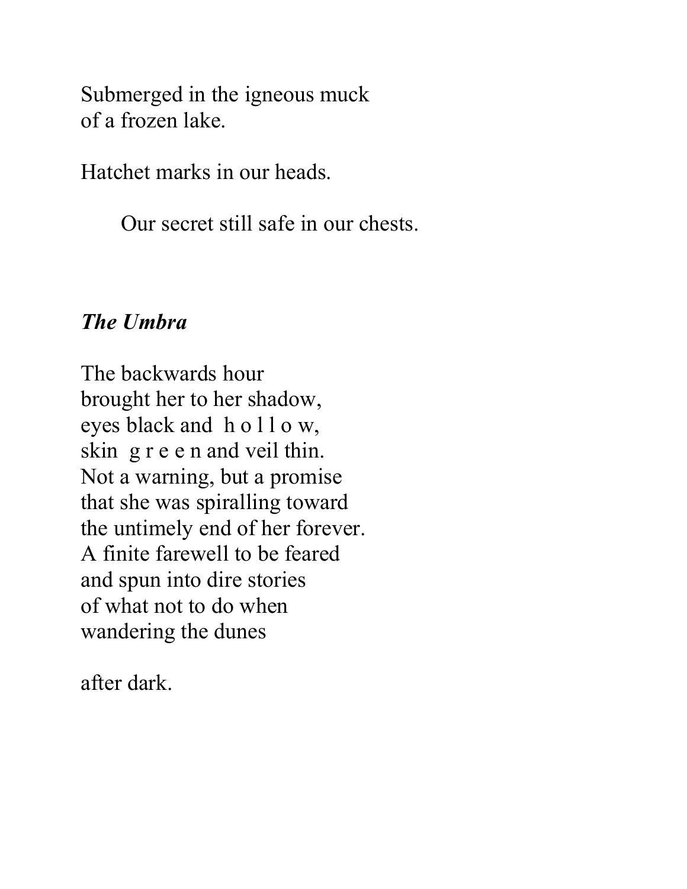Submerged in the igneous muck
of a frozen lake.

Hatchet marks in our heads.

&nbsp;&nbsp;&nbsp;&nbsp;&nbsp;&nbsp;&nbsp;&nbsp;Our secret still safe in our chests.

***The Umbra***

The backwards hour
brought her to her shadow,
eyes black and  h o l l o w,
skin  g r e e n and veil thin.
Not a warning, but a promise
that she was spiralling toward
the untimely end of her forever.
A finite farewell to be feared
and spun into dire stories
of what not to do when
wandering the dunes

after dark.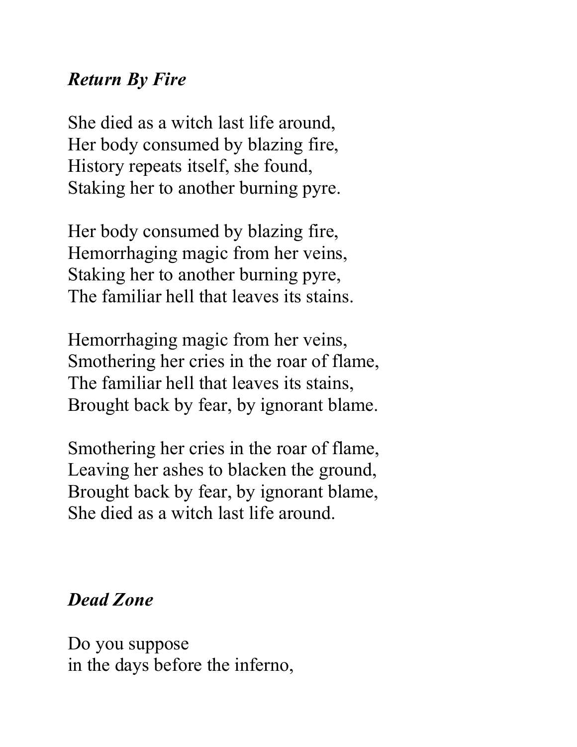### *Return By Fire*

She died as a witch last life around,  
Her body consumed by blazing fire,  
History repeats itself, she found,  
Staking her to another burning pyre.

Her body consumed by blazing fire,  
Hemorrhaging magic from her veins,  
Staking her to another burning pyre,  
The familiar hell that leaves its stains.

Hemorrhaging magic from her veins,  
Smothering her cries in the roar of flame,  
The familiar hell that leaves its stains,  
Brought back by fear, by ignorant blame.

Smothering her cries in the roar of flame,  
Leaving her ashes to blacken the ground,  
Brought back by fear, by ignorant blame,  
She died as a witch last life around.

### *Dead Zone*

Do you suppose  
in the days before the inferno,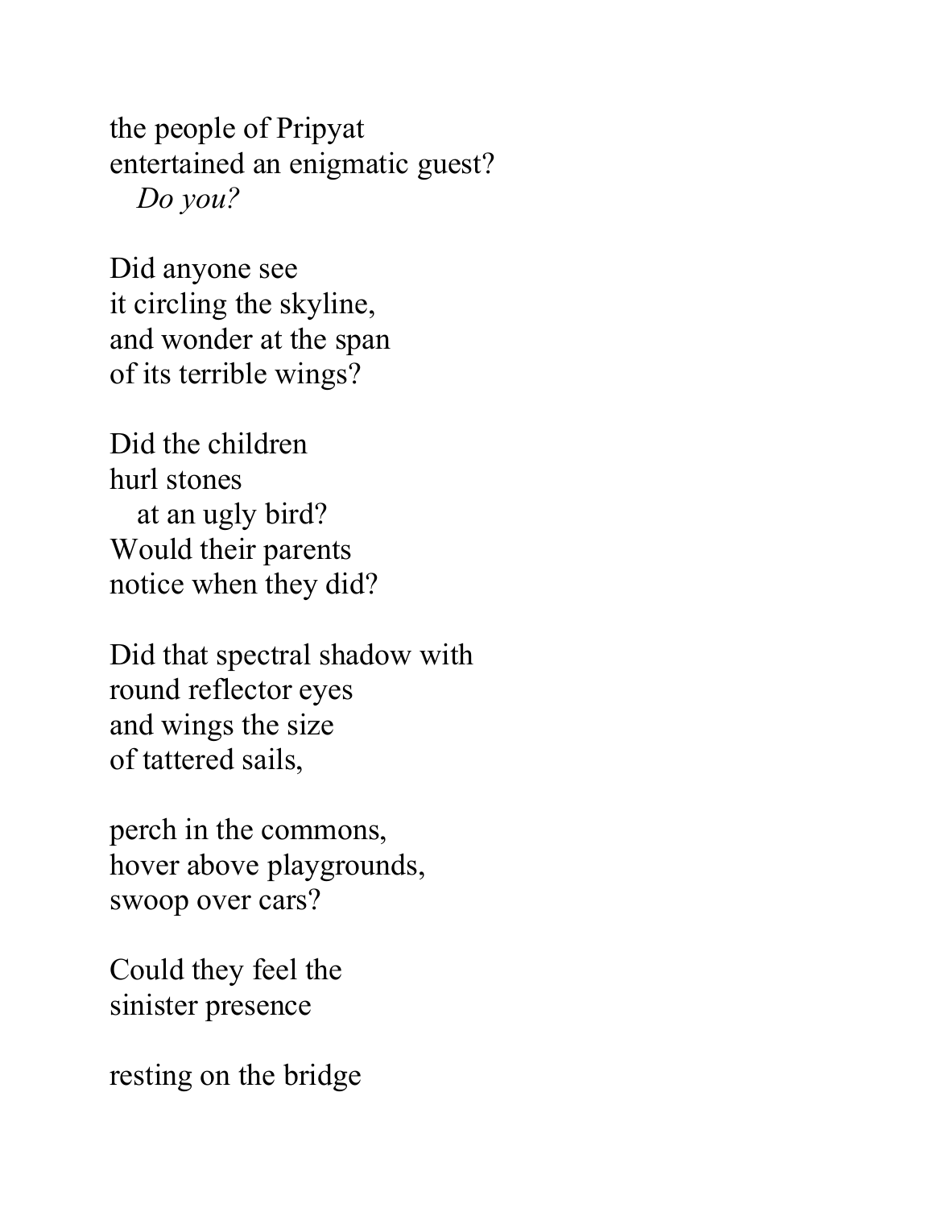the people of Pripyat  
entertained an enigmatic guest?  
   *Do you?*

Did anyone see  
it circling the skyline,  
and wonder at the span  
of its terrible wings?

Did the children  
hurl stones  
   at an ugly bird?  
Would their parents  
notice when they did?

Did that spectral shadow with  
round reflector eyes  
and wings the size  
of tattered sails,

perch in the commons,  
hover above playgrounds,  
swoop over cars?

Could they feel the  
sinister presence

resting on the bridge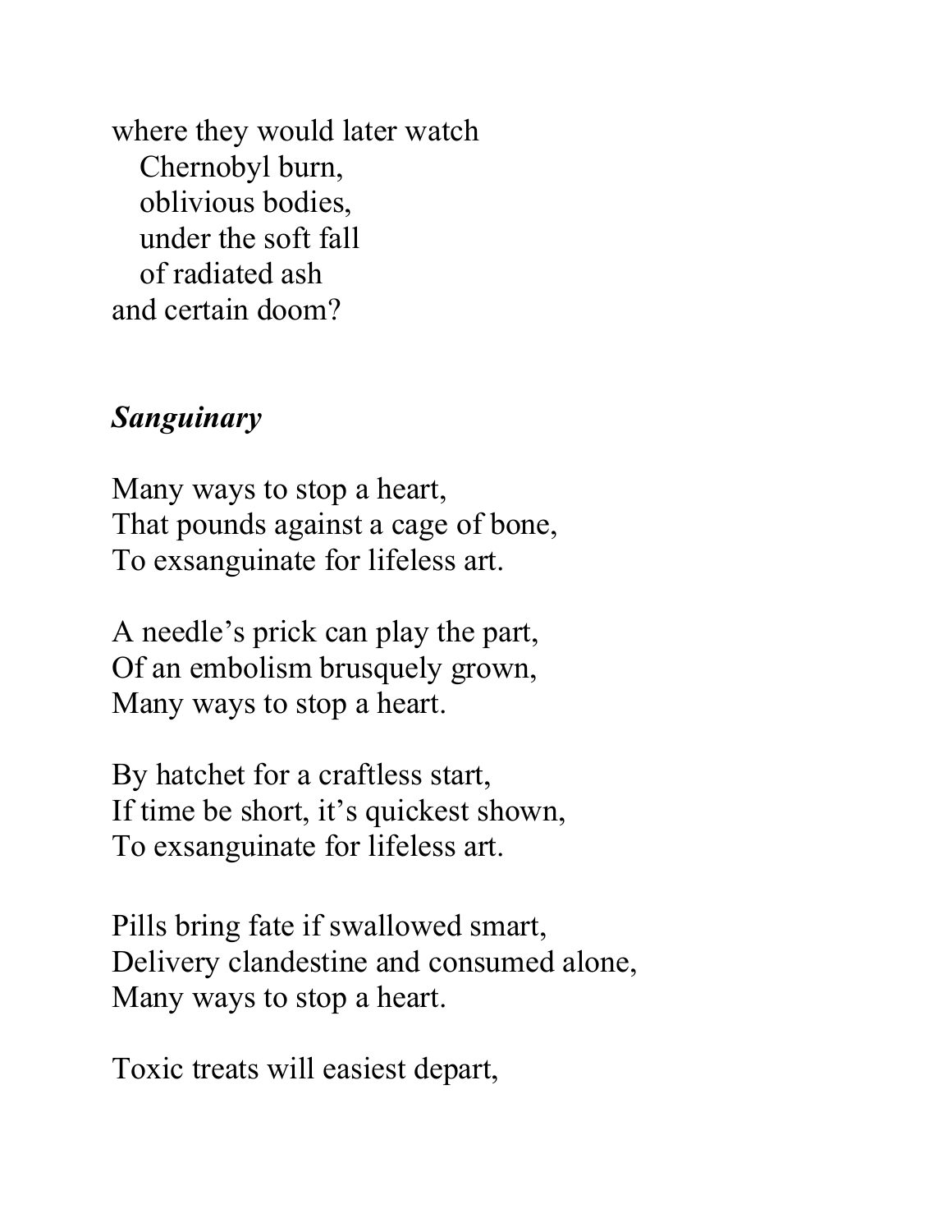where they would later watch
   Chernobyl burn,
   oblivious bodies,
   under the soft fall
   of radiated ash
and certain doom?

### ***Sanguinary***

Many ways to stop a heart,
That pounds against a cage of bone,
To exsanguinate for lifeless art.

A needle's prick can play the part,
Of an embolism brusquely grown,
Many ways to stop a heart.

By hatchet for a craftless start,
If time be short, it's quickest shown,
To exsanguinate for lifeless art.

Pills bring fate if swallowed smart,
Delivery clandestine and consumed alone,
Many ways to stop a heart.

Toxic treats will easiest depart,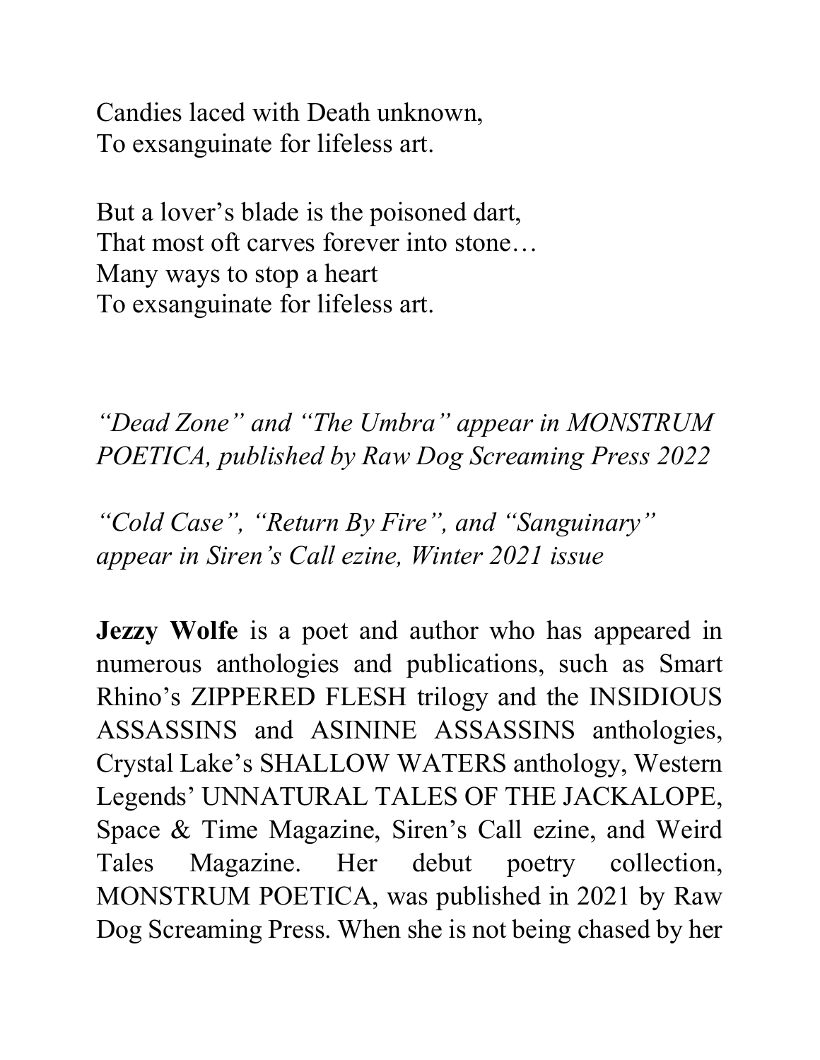Candies laced with Death unknown,  
To exsanguinate for lifeless art.

But a lover's blade is the poisoned dart,  
That most oft carves forever into stone…  
Many ways to stop a heart  
To exsanguinate for lifeless art.

*"Dead Zone" and "The Umbra" appear in MONSTRUM POETICA, published by Raw Dog Screaming Press 2022*

*"Cold Case", "Return By Fire", and "Sanguinary" appear in Siren's Call ezine, Winter 2021 issue*

**Jezzy Wolfe** is a poet and author who has appeared in numerous anthologies and publications, such as Smart Rhino's ZIPPERED FLESH trilogy and the INSIDIOUS ASSASSINS and ASININE ASSASSINS anthologies, Crystal Lake's SHALLOW WATERS anthology, Western Legends' UNNATURAL TALES OF THE JACKALOPE, Space & Time Magazine, Siren's Call ezine, and Weird Tales Magazine. Her debut poetry collection, MONSTRUM POETICA, was published in 2021 by Raw Dog Screaming Press. When she is not being chased by her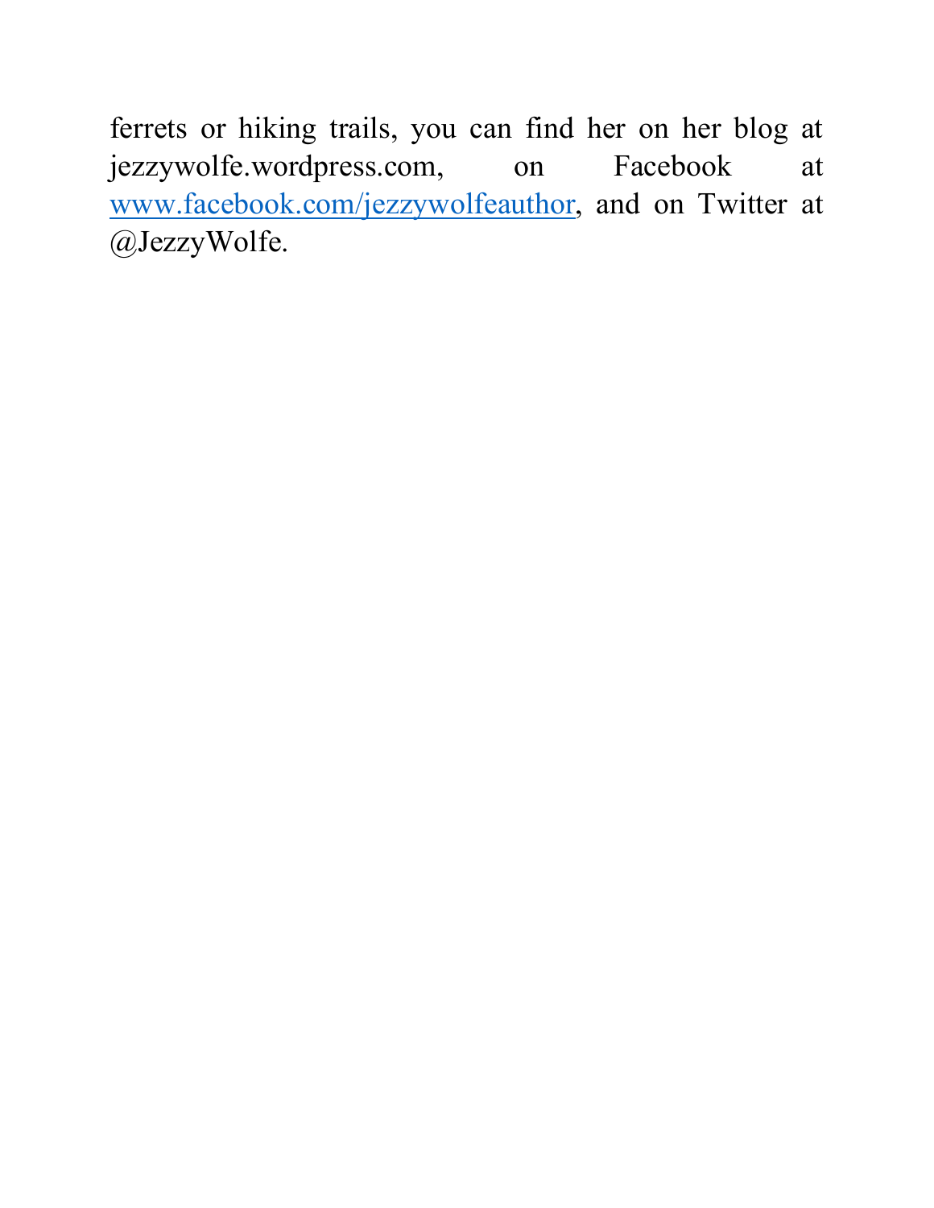ferrets or hiking trails, you can find her on her blog at jezzywolfe.wordpress.com, on Facebook at [www.facebook.com/jezzywolfeauthor](http://www.facebook.com/jezzywolfeauthor), and on Twitter at @JezzyWolfe.